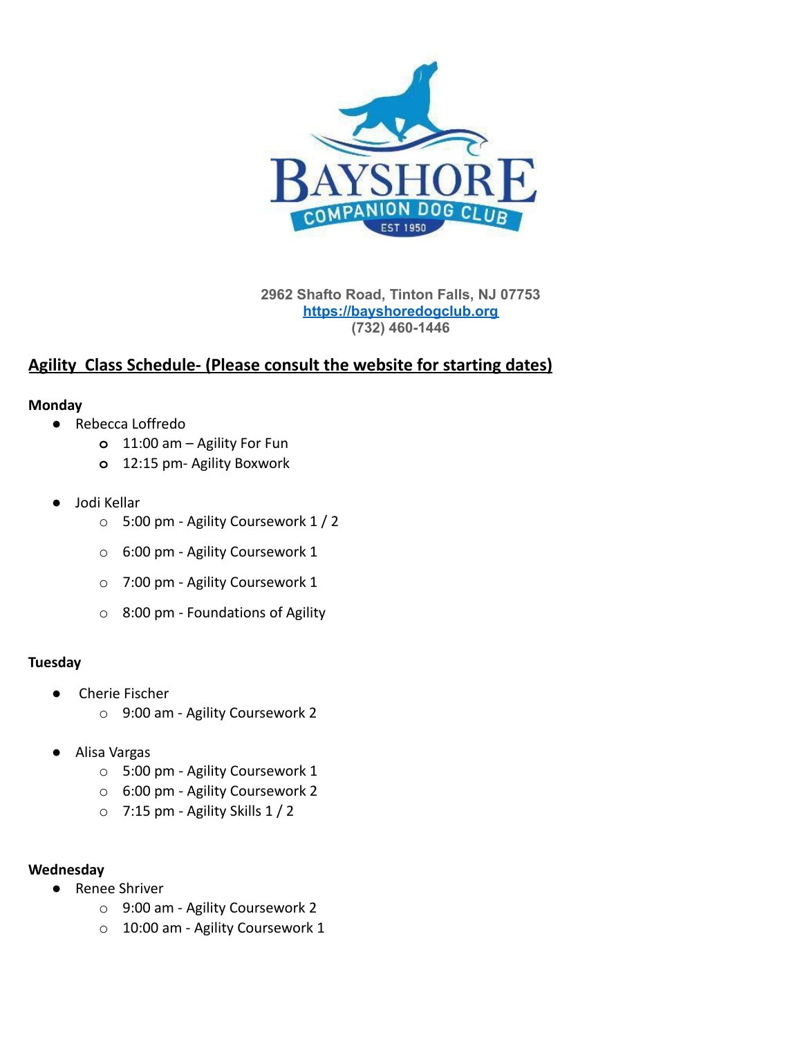2962 Shafto Road, Tinton Falls, NJ 07753
https://bayshoredogclub.org
(732) 460-1446

## Agility Class Schedule- (Please consult the website for starting dates)

**Monday**

- Rebecca Loffredo
  - 11:00 am – Agility For Fun
  - 12:15 pm- Agility Boxwork
- Jodi Kellar
  - 5:00 pm - Agility Coursework 1 / 2
  - 6:00 pm - Agility Coursework 1
  - 7:00 pm - Agility Coursework 1
  - 8:00 pm - Foundations of Agility

**Tuesday**

- Cherie Fischer
  - 9:00 am - Agility Coursework 2
- Alisa Vargas
  - 5:00 pm - Agility Coursework 1
  - 6:00 pm - Agility Coursework 2
  - 7:15 pm - Agility Skills 1 / 2

**Wednesday**

- Renee Shriver
  - 9:00 am - Agility Coursework 2
  - 10:00 am - Agility Coursework 1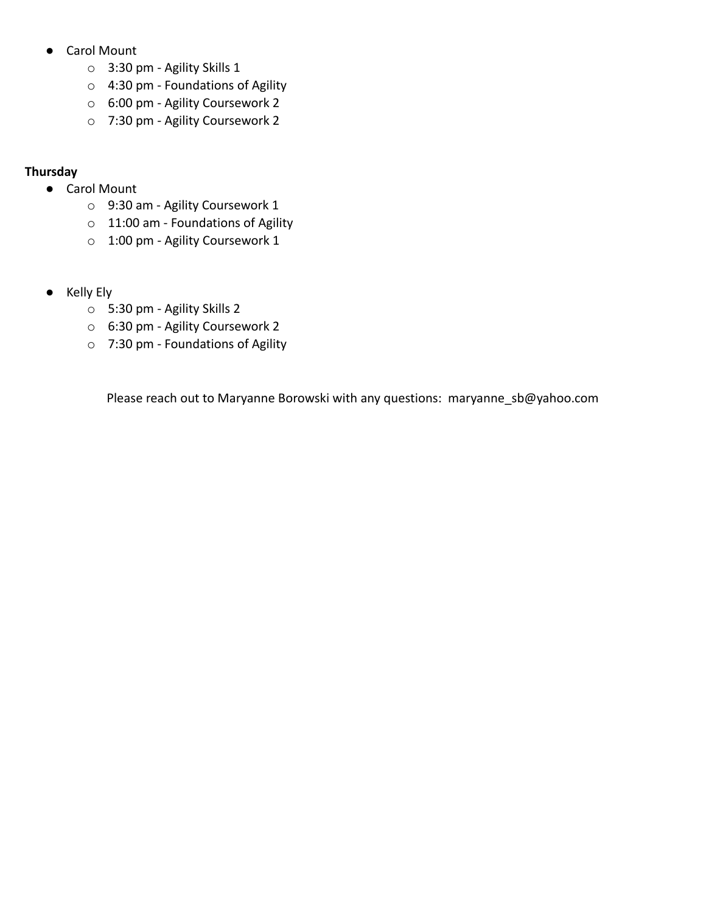- Carol Mount
    - 3:30 pm - Agility Skills 1
    - 4:30 pm - Foundations of Agility
    - 6:00 pm - Agility Coursework 2
    - 7:30 pm - Agility Coursework 2

**Thursday**

- Carol Mount
    - 9:30 am - Agility Coursework 1
    - 11:00 am - Foundations of Agility
    - 1:00 pm - Agility Coursework 1

- Kelly Ely
    - 5:30 pm - Agility Skills 2
    - 6:30 pm - Agility Coursework 2
    - 7:30 pm - Foundations of Agility

Please reach out to Maryanne Borowski with any questions: maryanne_sb@yahoo.com